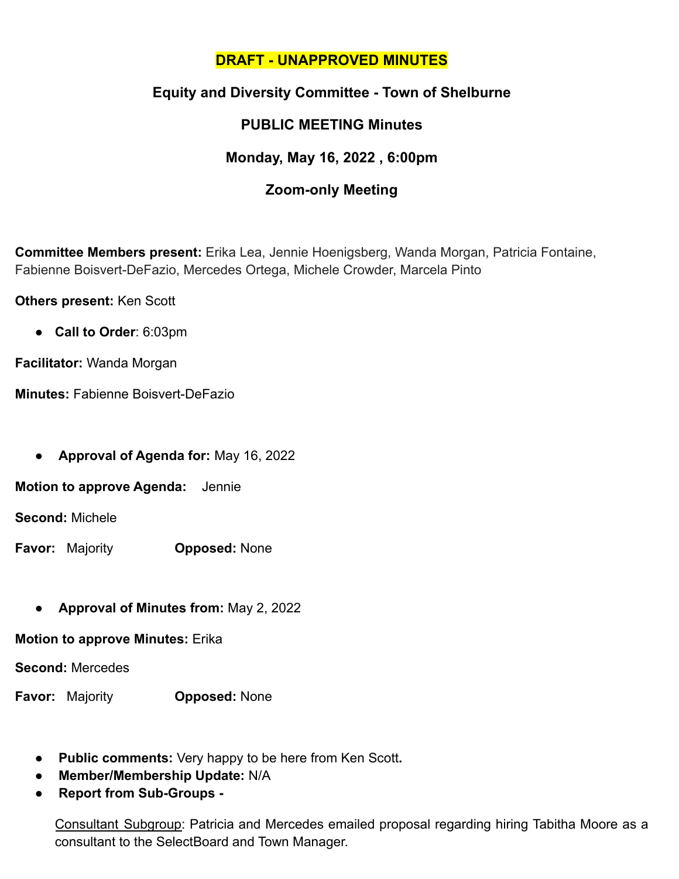**DRAFT - UNAPPROVED MINUTES**

## Equity and Diversity Committee - Town of Shelburne

### PUBLIC MEETING Minutes

### Monday, May 16, 2022 , 6:00pm

### Zoom-only Meeting

**Committee Members present:** Erika Lea, Jennie Hoenigsberg, Wanda Morgan, Patricia Fontaine, Fabienne Boisvert-DeFazio, Mercedes Ortega, Michele Crowder, Marcela Pinto

**Others present:** Ken Scott

- **Call to Order**: 6:03pm

**Facilitator:** Wanda Morgan

**Minutes:** Fabienne Boisvert-DeFazio

- **Approval of Agenda for:** May 16, 2022

**Motion to approve Agenda:** Jennie

**Second:** Michele

**Favor:** Majority **Opposed:** None

- **Approval of Minutes from:** May 2, 2022

**Motion to approve Minutes:** Erika

**Second:** Mercedes

**Favor:** Majority **Opposed:** None

- **Public comments:** Very happy to be here from Ken Scott.
- **Member/Membership Update:** N/A
- **Report from Sub-Groups -**

Consultant Subgroup: Patricia and Mercedes emailed proposal regarding hiring Tabitha Moore as a consultant to the SelectBoard and Town Manager.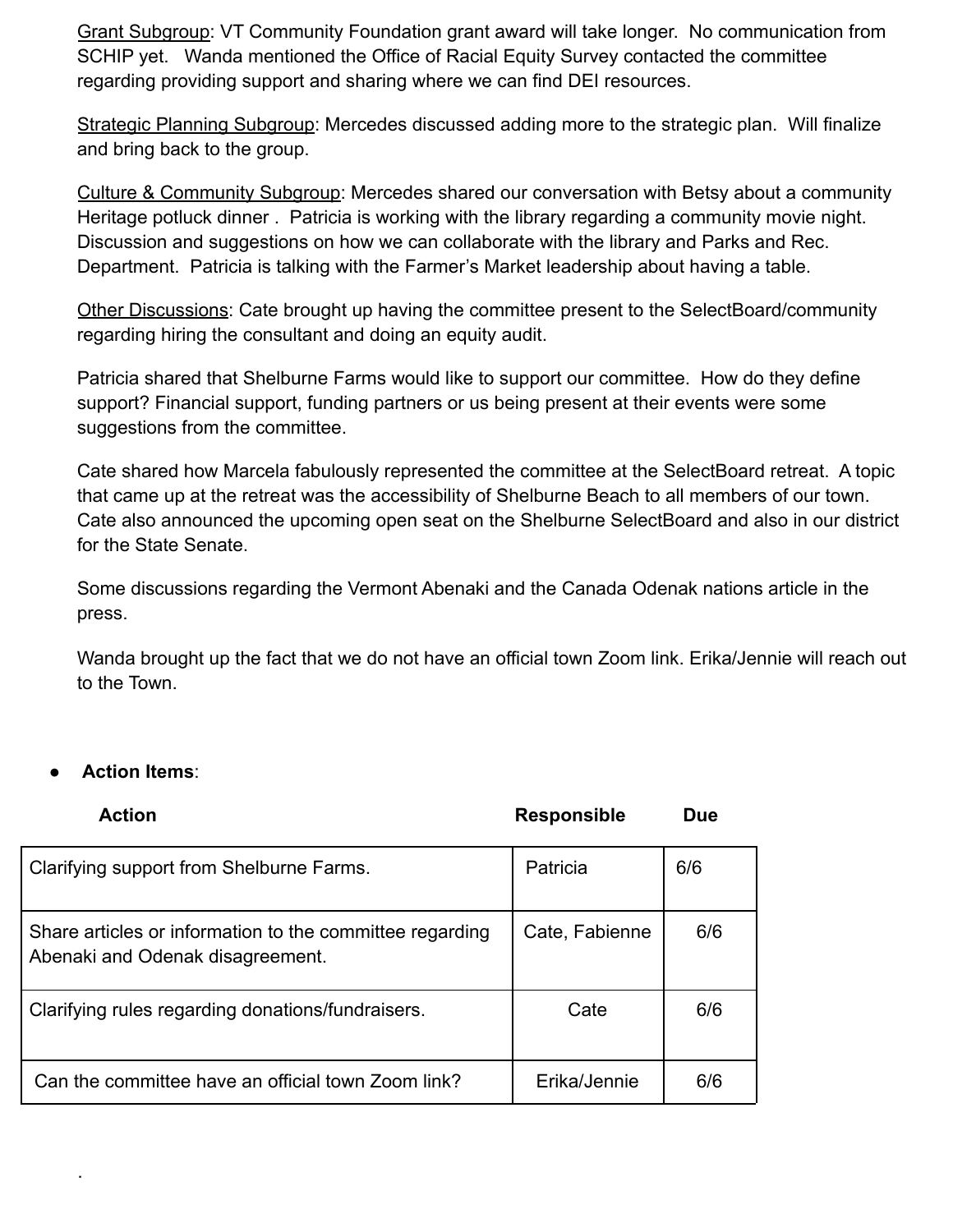Grant Subgroup: VT Community Foundation grant award will take longer. No communication from SCHIP yet. Wanda mentioned the Office of Racial Equity Survey contacted the committee regarding providing support and sharing where we can find DEI resources.

Strategic Planning Subgroup: Mercedes discussed adding more to the strategic plan. Will finalize and bring back to the group.

Culture & Community Subgroup: Mercedes shared our conversation with Betsy about a community Heritage potluck dinner . Patricia is working with the library regarding a community movie night. Discussion and suggestions on how we can collaborate with the library and Parks and Rec. Department. Patricia is talking with the Farmer's Market leadership about having a table.

Other Discussions: Cate brought up having the committee present to the SelectBoard/community regarding hiring the consultant and doing an equity audit.

Patricia shared that Shelburne Farms would like to support our committee. How do they define support? Financial support, funding partners or us being present at their events were some suggestions from the committee.

Cate shared how Marcela fabulously represented the committee at the SelectBoard retreat. A topic that came up at the retreat was the accessibility of Shelburne Beach to all members of our town. Cate also announced the upcoming open seat on the Shelburne SelectBoard and also in our district for the State Senate.

Some discussions regarding the Vermont Abenaki and the Canada Odenak nations article in the press.

Wanda brought up the fact that we do not have an official town Zoom link. Erika/Jennie will reach out to the Town.

- **Action Items**:

| Action | Responsible | Due |
|---|---|---|
| Clarifying support from Shelburne Farms. | Patricia | 6/6 |
| Share articles or information to the committee regarding Abenaki and Odenak disagreement. | Cate, Fabienne | 6/6 |
| Clarifying rules regarding donations/fundraisers. | Cate | 6/6 |
| Can the committee have an official town Zoom link? | Erika/Jennie | 6/6 |

.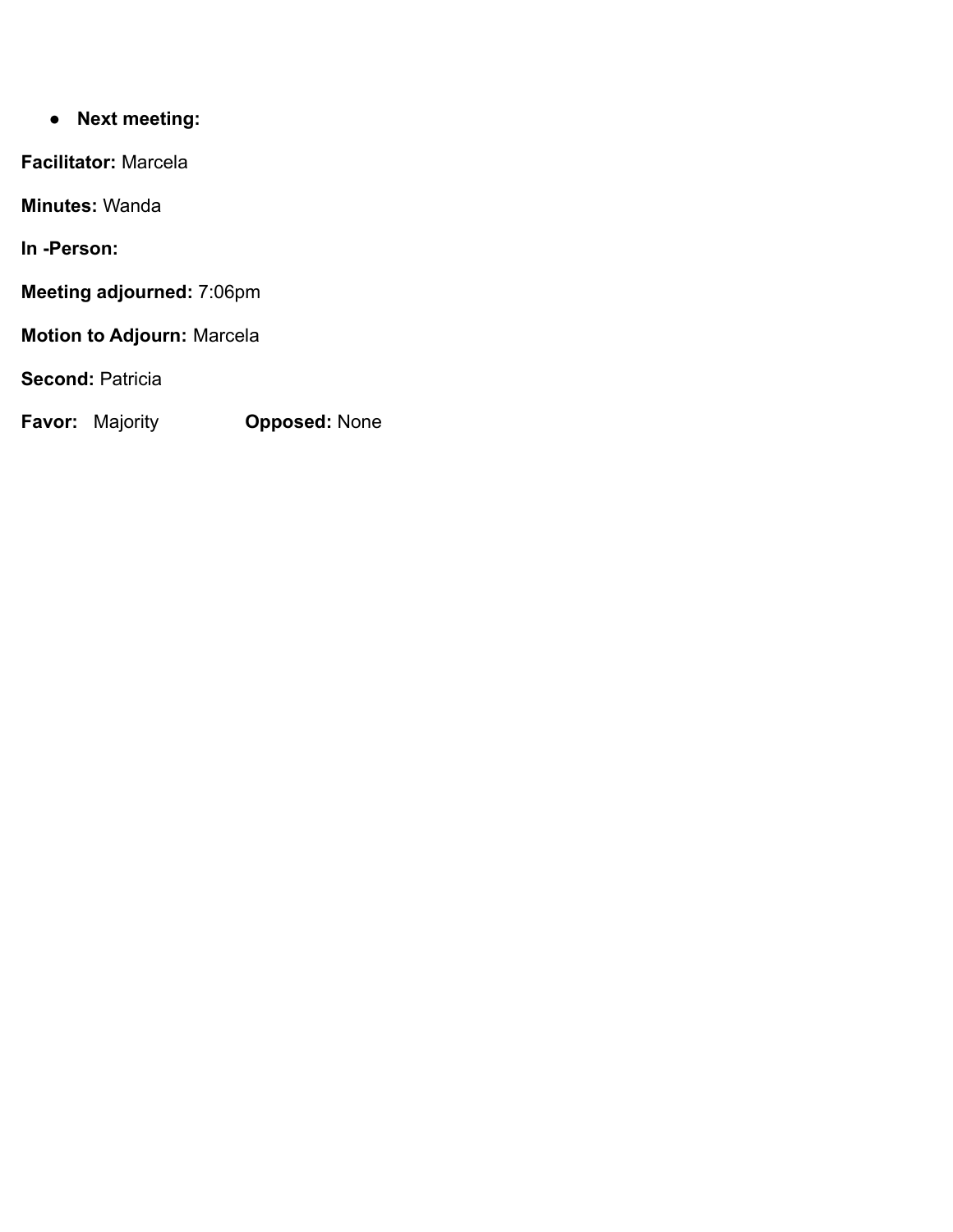- **Next meeting:**

**Facilitator:** Marcela

**Minutes:** Wanda

**In -Person:**

**Meeting adjourned:** 7:06pm

**Motion to Adjourn:** Marcela

**Second:** Patricia

**Favor:** Majority **Opposed:** None